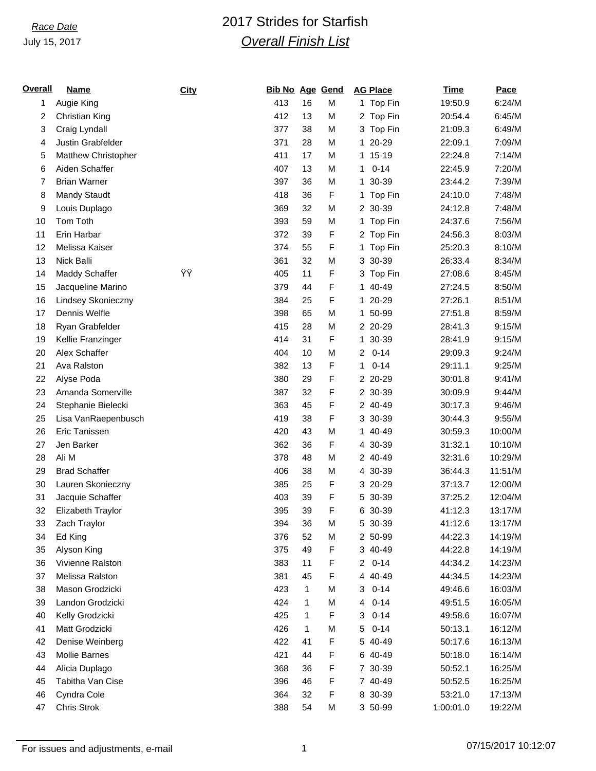*Race Date*
July 15, 2017

# 2017 Strides for Starfish

## *Overall Finish List*

| Overall | Name | City | Bib No | Age | Gend | AG Place | Time | Pace |
|---|---|---|---|---|---|---|---|---|
| 1 | Augie King | | 413 | 16 | M | 1 Top Fin | 19:50.9 | 6:24/M |
| 2 | Christian King | | 412 | 13 | M | 2 Top Fin | 20:54.4 | 6:45/M |
| 3 | Craig Lyndall | | 377 | 38 | M | 3 Top Fin | 21:09.3 | 6:49/M |
| 4 | Justin Grabfelder | | 371 | 28 | M | 1 20-29 | 22:09.1 | 7:09/M |
| 5 | Matthew Christopher | | 411 | 17 | M | 1 15-19 | 22:24.8 | 7:14/M |
| 6 | Aiden Schaffer | | 407 | 13 | M | 1 0-14 | 22:45.9 | 7:20/M |
| 7 | Brian Warner | | 397 | 36 | M | 1 30-39 | 23:44.2 | 7:39/M |
| 8 | Mandy Staudt | | 418 | 36 | F | 1 Top Fin | 24:10.0 | 7:48/M |
| 9 | Louis Duplago | | 369 | 32 | M | 2 30-39 | 24:12.8 | 7:48/M |
| 10 | Tom Toth | | 393 | 59 | M | 1 Top Fin | 24:37.6 | 7:56/M |
| 11 | Erin Harbar | | 372 | 39 | F | 2 Top Fin | 24:56.3 | 8:03/M |
| 12 | Melissa Kaiser | | 374 | 55 | F | 1 Top Fin | 25:20.3 | 8:10/M |
| 13 | Nick Balli | | 361 | 32 | M | 3 30-39 | 26:33.4 | 8:34/M |
| 14 | Maddy Schaffer | ŸŸ | 405 | 11 | F | 3 Top Fin | 27:08.6 | 8:45/M |
| 15 | Jacqueline Marino | | 379 | 44 | F | 1 40-49 | 27:24.5 | 8:50/M |
| 16 | Lindsey Skonieczny | | 384 | 25 | F | 1 20-29 | 27:26.1 | 8:51/M |
| 17 | Dennis Welfle | | 398 | 65 | M | 1 50-99 | 27:51.8 | 8:59/M |
| 18 | Ryan Grabfelder | | 415 | 28 | M | 2 20-29 | 28:41.3 | 9:15/M |
| 19 | Kellie Franzinger | | 414 | 31 | F | 1 30-39 | 28:41.9 | 9:15/M |
| 20 | Alex Schaffer | | 404 | 10 | M | 2 0-14 | 29:09.3 | 9:24/M |
| 21 | Ava Ralston | | 382 | 13 | F | 1 0-14 | 29:11.1 | 9:25/M |
| 22 | Alyse Poda | | 380 | 29 | F | 2 20-29 | 30:01.8 | 9:41/M |
| 23 | Amanda Somerville | | 387 | 32 | F | 2 30-39 | 30:09.9 | 9:44/M |
| 24 | Stephanie Bielecki | | 363 | 45 | F | 2 40-49 | 30:17.3 | 9:46/M |
| 25 | Lisa VanRaepenbusch | | 419 | 38 | F | 3 30-39 | 30:44.3 | 9:55/M |
| 26 | Eric Tanissen | | 420 | 43 | M | 1 40-49 | 30:59.3 | 10:00/M |
| 27 | Jen Barker | | 362 | 36 | F | 4 30-39 | 31:32.1 | 10:10/M |
| 28 | Ali M | | 378 | 48 | M | 2 40-49 | 32:31.6 | 10:29/M |
| 29 | Brad Schaffer | | 406 | 38 | M | 4 30-39 | 36:44.3 | 11:51/M |
| 30 | Lauren Skonieczny | | 385 | 25 | F | 3 20-29 | 37:13.7 | 12:00/M |
| 31 | Jacquie Schaffer | | 403 | 39 | F | 5 30-39 | 37:25.2 | 12:04/M |
| 32 | Elizabeth Traylor | | 395 | 39 | F | 6 30-39 | 41:12.3 | 13:17/M |
| 33 | Zach Traylor | | 394 | 36 | M | 5 30-39 | 41:12.6 | 13:17/M |
| 34 | Ed King | | 376 | 52 | M | 2 50-99 | 44:22.3 | 14:19/M |
| 35 | Alyson King | | 375 | 49 | F | 3 40-49 | 44:22.8 | 14:19/M |
| 36 | Vivienne Ralston | | 383 | 11 | F | 2 0-14 | 44:34.2 | 14:23/M |
| 37 | Melissa Ralston | | 381 | 45 | F | 4 40-49 | 44:34.5 | 14:23/M |
| 38 | Mason Grodzicki | | 423 | 1 | M | 3 0-14 | 49:46.6 | 16:03/M |
| 39 | Landon Grodzicki | | 424 | 1 | M | 4 0-14 | 49:51.5 | 16:05/M |
| 40 | Kelly Grodzicki | | 425 | 1 | F | 3 0-14 | 49:58.6 | 16:07/M |
| 41 | Matt Grodzicki | | 426 | 1 | M | 5 0-14 | 50:13.1 | 16:12/M |
| 42 | Denise Weinberg | | 422 | 41 | F | 5 40-49 | 50:17.6 | 16:13/M |
| 43 | Mollie Barnes | | 421 | 44 | F | 6 40-49 | 50:18.0 | 16:14/M |
| 44 | Alicia Duplago | | 368 | 36 | F | 7 30-39 | 50:52.1 | 16:25/M |
| 45 | Tabitha Van Cise | | 396 | 46 | F | 7 40-49 | 50:52.5 | 16:25/M |
| 46 | Cyndra Cole | | 364 | 32 | F | 8 30-39 | 53:21.0 | 17:13/M |
| 47 | Chris Strok | | 388 | 54 | M | 3 50-99 | 1:00:01.0 | 19:22/M |

For issues and adjustments, e-mail

07/15/2017 10:12:07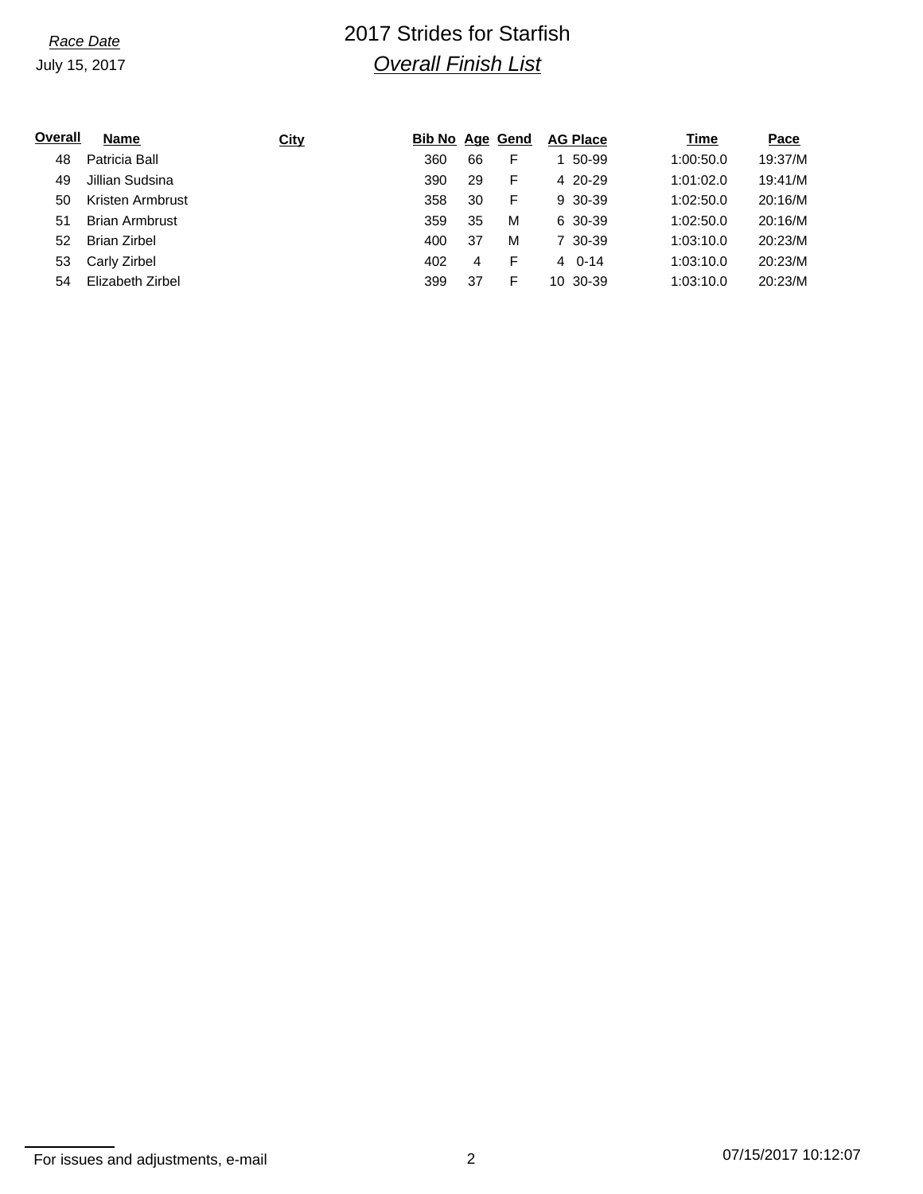*Race Date*

July 15, 2017

# 2017 Strides for Starfish

## *Overall Finish List*

| Overall | Name | City | Bib No | Age | Gend | AG Place | Time | Pace |
|---|---|---|---|---|---|---|---|---|
| 48 | Patricia Ball | | 360 | 66 | F | 1 50-99 | 1:00:50.0 | 19:37/M |
| 49 | Jillian Sudsina | | 390 | 29 | F | 4 20-29 | 1:01:02.0 | 19:41/M |
| 50 | Kristen Armbrust | | 358 | 30 | F | 9 30-39 | 1:02:50.0 | 20:16/M |
| 51 | Brian Armbrust | | 359 | 35 | M | 6 30-39 | 1:02:50.0 | 20:16/M |
| 52 | Brian Zirbel | | 400 | 37 | M | 7 30-39 | 1:03:10.0 | 20:23/M |
| 53 | Carly Zirbel | | 402 | 4 | F | 4 0-14 | 1:03:10.0 | 20:23/M |
| 54 | Elizabeth Zirbel | | 399 | 37 | F | 10 30-39 | 1:03:10.0 | 20:23/M |

For issues and adjustments, e-mail

07/15/2017 10:12:07